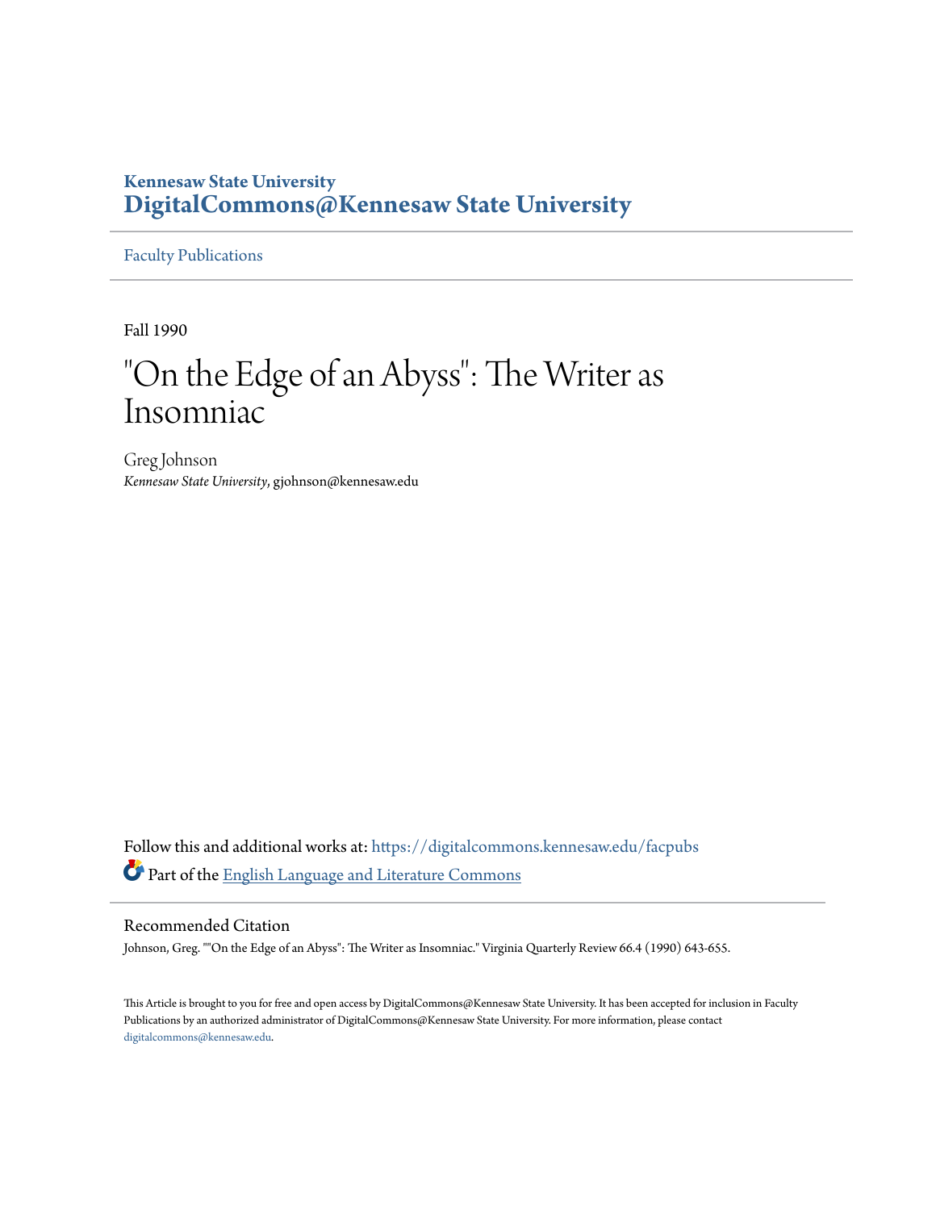Kennesaw State University
**DigitalCommons@Kennesaw State University**

Faculty Publications

Fall 1990

# "On the Edge of an Abyss": The Writer as Insomniac

Greg Johnson
*Kennesaw State University*, gjohnson@kennesaw.edu

Follow this and additional works at: https://digitalcommons.kennesaw.edu/facpubs

Part of the English Language and Literature Commons

## Recommended Citation

Johnson, Greg. ""On the Edge of an Abyss": The Writer as Insomniac." Virginia Quarterly Review 66.4 (1990) 643-655.

This Article is brought to you for free and open access by DigitalCommons@Kennesaw State University. It has been accepted for inclusion in Faculty Publications by an authorized administrator of DigitalCommons@Kennesaw State University. For more information, please contact digitalcommons@kennesaw.edu.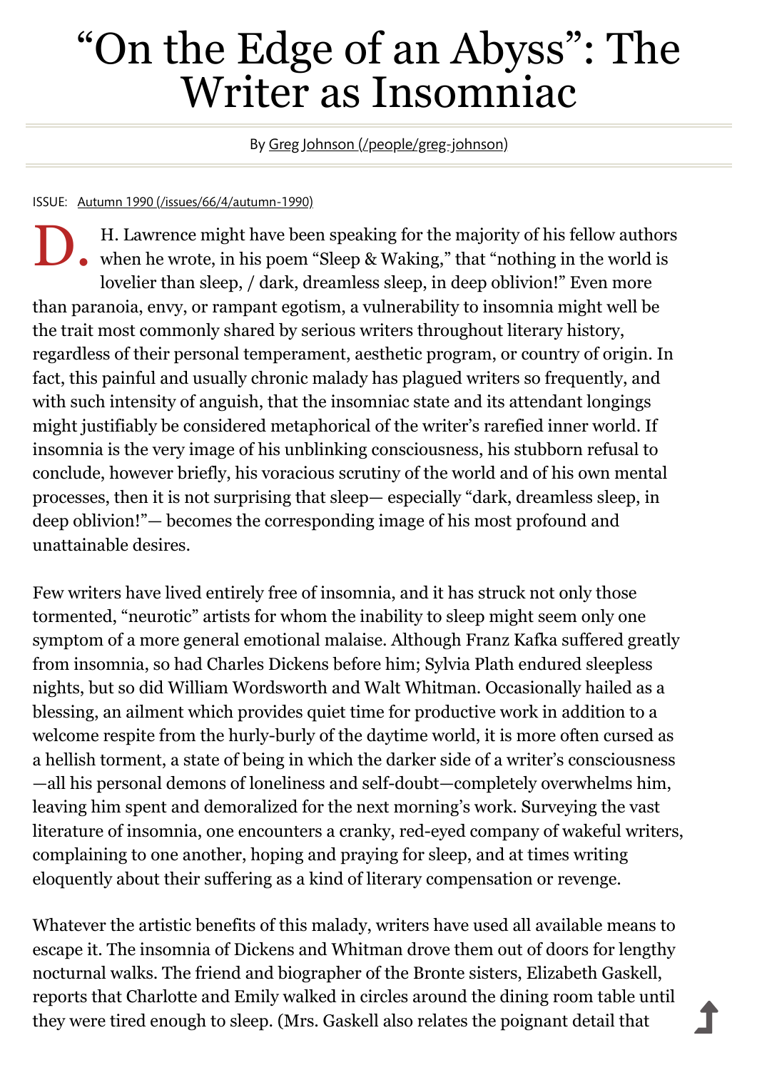# "On the Edge of an Abyss": The Writer as Insomniac

By Greg Johnson (/people/greg-johnson)

ISSUE: Autumn 1990 (/issues/66/4/autumn-1990)

D. H. Lawrence might have been speaking for the majority of his fellow authors when he wrote, in his poem "Sleep & Waking," that "nothing in the world is lovelier than sleep, / dark, dreamless sleep, in deep oblivion!" Even more than paranoia, envy, or rampant egotism, a vulnerability to insomnia might well be the trait most commonly shared by serious writers throughout literary history, regardless of their personal temperament, aesthetic program, or country of origin. In fact, this painful and usually chronic malady has plagued writers so frequently, and with such intensity of anguish, that the insomniac state and its attendant longings might justifiably be considered metaphorical of the writer's rarefied inner world. If insomnia is the very image of his unblinking consciousness, his stubborn refusal to conclude, however briefly, his voracious scrutiny of the world and of his own mental processes, then it is not surprising that sleep— especially "dark, dreamless sleep, in deep oblivion!"— becomes the corresponding image of his most profound and unattainable desires.

Few writers have lived entirely free of insomnia, and it has struck not only those tormented, "neurotic" artists for whom the inability to sleep might seem only one symptom of a more general emotional malaise. Although Franz Kafka suffered greatly from insomnia, so had Charles Dickens before him; Sylvia Plath endured sleepless nights, but so did William Wordsworth and Walt Whitman. Occasionally hailed as a blessing, an ailment which provides quiet time for productive work in addition to a welcome respite from the hurly-burly of the daytime world, it is more often cursed as a hellish torment, a state of being in which the darker side of a writer's consciousness—all his personal demons of loneliness and self-doubt—completely overwhelms him, leaving him spent and demoralized for the next morning's work. Surveying the vast literature of insomnia, one encounters a cranky, red-eyed company of wakeful writers, complaining to one another, hoping and praying for sleep, and at times writing eloquently about their suffering as a kind of literary compensation or revenge.

Whatever the artistic benefits of this malady, writers have used all available means to escape it. The insomnia of Dickens and Whitman drove them out of doors for lengthy nocturnal walks. The friend and biographer of the Bronte sisters, Elizabeth Gaskell, reports that Charlotte and Emily walked in circles around the dining room table until they were tired enough to sleep. (Mrs. Gaskell also relates the poignant detail that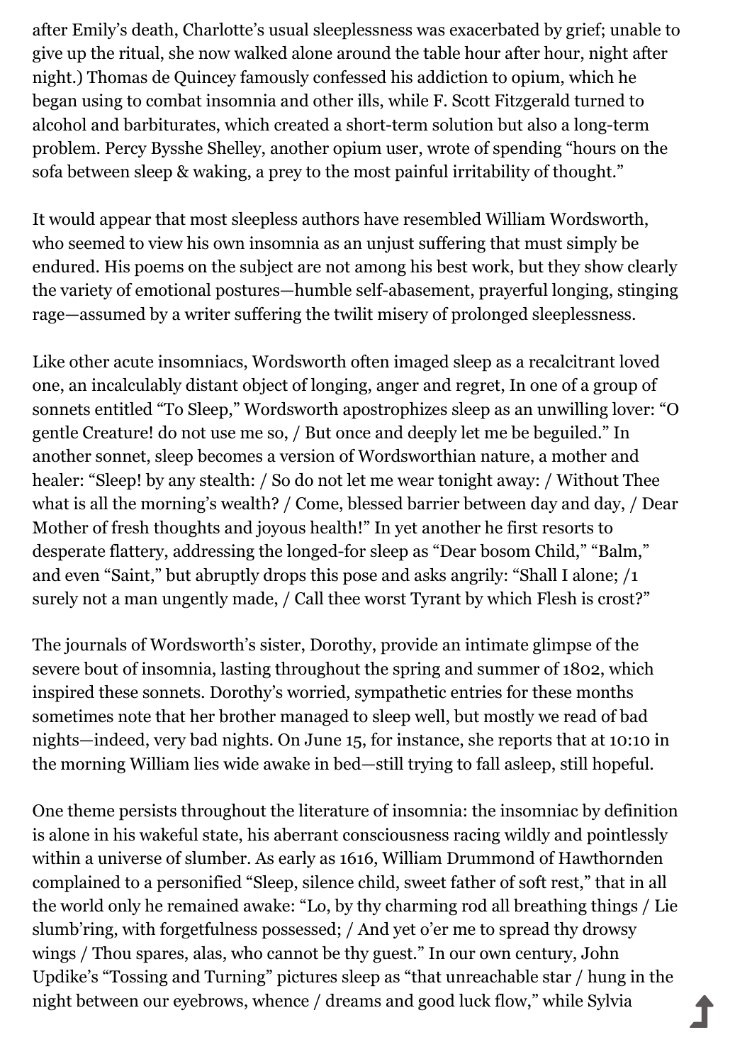after Emily's death, Charlotte's usual sleeplessness was exacerbated by grief; unable to give up the ritual, she now walked alone around the table hour after hour, night after night.) Thomas de Quincey famously confessed his addiction to opium, which he began using to combat insomnia and other ills, while F. Scott Fitzgerald turned to alcohol and barbiturates, which created a short-term solution but also a long-term problem. Percy Bysshe Shelley, another opium user, wrote of spending "hours on the sofa between sleep & waking, a prey to the most painful irritability of thought."

It would appear that most sleepless authors have resembled William Wordsworth, who seemed to view his own insomnia as an unjust suffering that must simply be endured. His poems on the subject are not among his best work, but they show clearly the variety of emotional postures—humble self-abasement, prayerful longing, stinging rage—assumed by a writer suffering the twilit misery of prolonged sleeplessness.

Like other acute insomniacs, Wordsworth often imaged sleep as a recalcitrant loved one, an incalculably distant object of longing, anger and regret, In one of a group of sonnets entitled "To Sleep," Wordsworth apostrophizes sleep as an unwilling lover: "O gentle Creature! do not use me so, / But once and deeply let me be beguiled." In another sonnet, sleep becomes a version of Wordsworthian nature, a mother and healer: "Sleep! by any stealth: / So do not let me wear tonight away: / Without Thee what is all the morning's wealth? / Come, blessed barrier between day and day, / Dear Mother of fresh thoughts and joyous health!" In yet another he first resorts to desperate flattery, addressing the longed-for sleep as "Dear bosom Child," "Balm," and even "Saint," but abruptly drops this pose and asks angrily: "Shall I alone; /1 surely not a man ungently made, / Call thee worst Tyrant by which Flesh is crost?"

The journals of Wordsworth's sister, Dorothy, provide an intimate glimpse of the severe bout of insomnia, lasting throughout the spring and summer of 1802, which inspired these sonnets. Dorothy's worried, sympathetic entries for these months sometimes note that her brother managed to sleep well, but mostly we read of bad nights—indeed, very bad nights. On June 15, for instance, she reports that at 10:10 in the morning William lies wide awake in bed—still trying to fall asleep, still hopeful.

One theme persists throughout the literature of insomnia: the insomniac by definition is alone in his wakeful state, his aberrant consciousness racing wildly and pointlessly within a universe of slumber. As early as 1616, William Drummond of Hawthornden complained to a personified "Sleep, silence child, sweet father of soft rest," that in all the world only he remained awake: "Lo, by thy charming rod all breathing things / Lie slumb'ring, with forgetfulness possessed; / And yet o'er me to spread thy drowsy wings / Thou spares, alas, who cannot be thy guest." In our own century, John Updike's "Tossing and Turning" pictures sleep as "that unreachable star / hung in the night between our eyebrows, whence / dreams and good luck flow," while Sylvia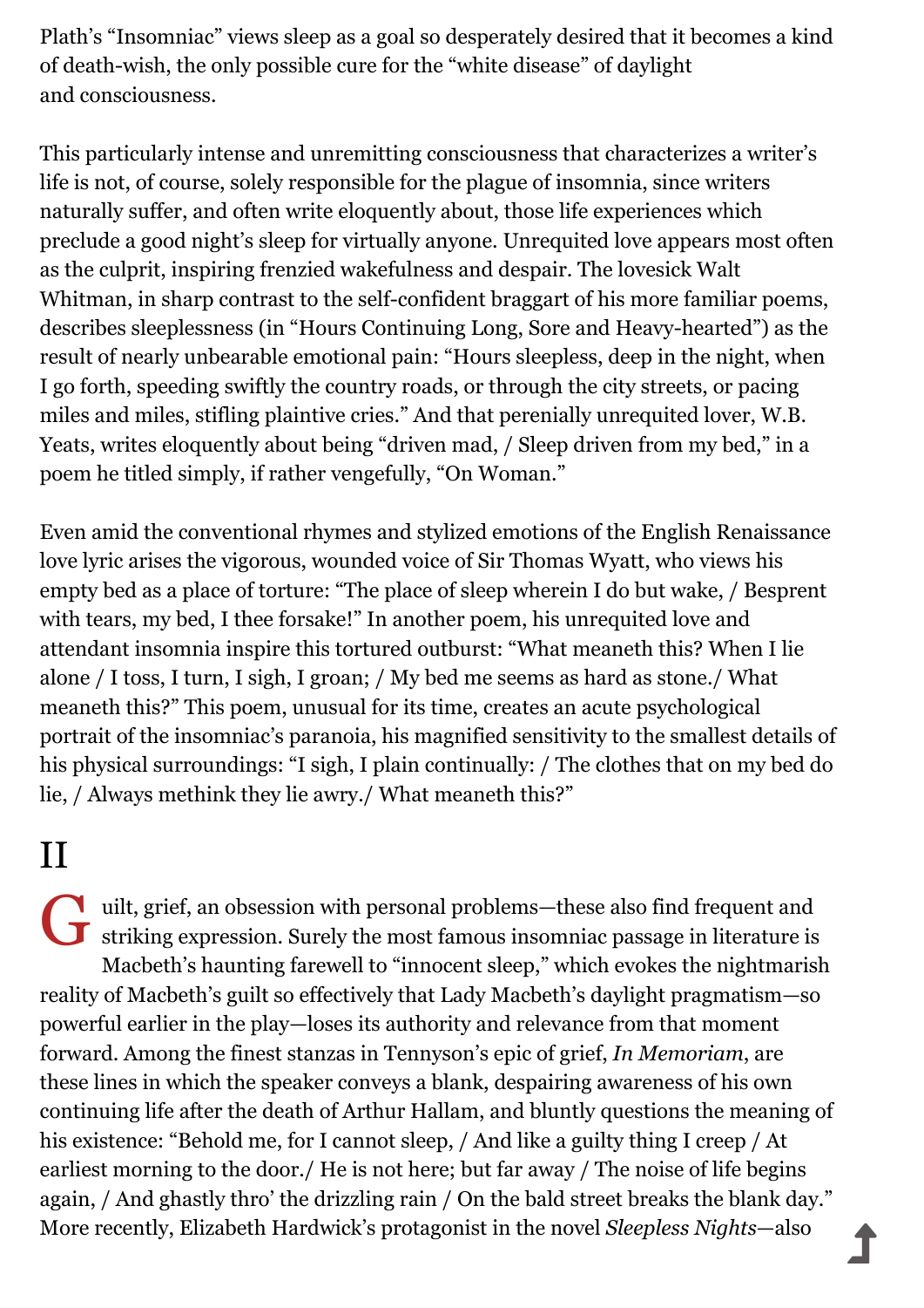Plath's "Insomniac" views sleep as a goal so desperately desired that it becomes a kind of death-wish, the only possible cure for the "white disease" of daylight and consciousness.

This particularly intense and unremitting consciousness that characterizes a writer's life is not, of course, solely responsible for the plague of insomnia, since writers naturally suffer, and often write eloquently about, those life experiences which preclude a good night's sleep for virtually anyone. Unrequited love appears most often as the culprit, inspiring frenzied wakefulness and despair. The lovesick Walt Whitman, in sharp contrast to the self-confident braggart of his more familiar poems, describes sleeplessness (in "Hours Continuing Long, Sore and Heavy-hearted") as the result of nearly unbearable emotional pain: "Hours sleepless, deep in the night, when I go forth, speeding swiftly the country roads, or through the city streets, or pacing miles and miles, stifling plaintive cries." And that perenially unrequited lover, W.B. Yeats, writes eloquently about being "driven mad, / Sleep driven from my bed," in a poem he titled simply, if rather vengefully, "On Woman."

Even amid the conventional rhymes and stylized emotions of the English Renaissance love lyric arises the vigorous, wounded voice of Sir Thomas Wyatt, who views his empty bed as a place of torture: "The place of sleep wherein I do but wake, / Besprent with tears, my bed, I thee forsake!" In another poem, his unrequited love and attendant insomnia inspire this tortured outburst: "What meaneth this? When I lie alone / I toss, I turn, I sigh, I groan; / My bed me seems as hard as stone./ What meaneth this?" This poem, unusual for its time, creates an acute psychological portrait of the insomniac's paranoia, his magnified sensitivity to the smallest details of his physical surroundings: "I sigh, I plain continually: / The clothes that on my bed do lie, / Always methink they lie awry./ What meaneth this?"

# II

Guilt, grief, an obsession with personal problems—these also find frequent and striking expression. Surely the most famous insomniac passage in literature is Macbeth's haunting farewell to "innocent sleep," which evokes the nightmarish reality of Macbeth's guilt so effectively that Lady Macbeth's daylight pragmatism—so powerful earlier in the play—loses its authority and relevance from that moment forward. Among the finest stanzas in Tennyson's epic of grief, *In Memoriam*, are these lines in which the speaker conveys a blank, despairing awareness of his own continuing life after the death of Arthur Hallam, and bluntly questions the meaning of his existence: "Behold me, for I cannot sleep, / And like a guilty thing I creep / At earliest morning to the door./ He is not here; but far away / The noise of life begins again, / And ghastly thro' the drizzling rain / On the bald street breaks the blank day." More recently, Elizabeth Hardwick's protagonist in the novel *Sleepless Nights*—also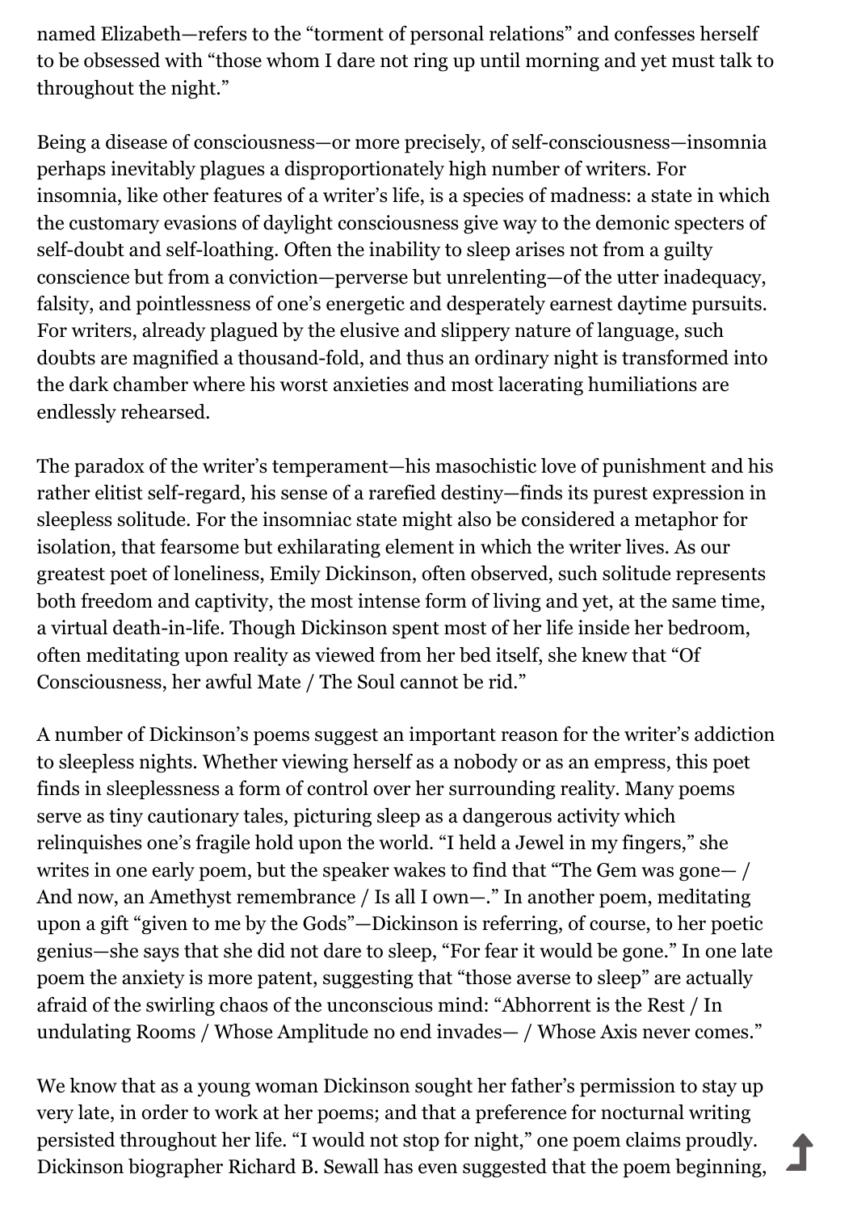named Elizabeth—refers to the "torment of personal relations" and confesses herself to be obsessed with "those whom I dare not ring up until morning and yet must talk to throughout the night."

Being a disease of consciousness—or more precisely, of self-consciousness—insomnia perhaps inevitably plagues a disproportionately high number of writers. For insomnia, like other features of a writer's life, is a species of madness: a state in which the customary evasions of daylight consciousness give way to the demonic specters of self-doubt and self-loathing. Often the inability to sleep arises not from a guilty conscience but from a conviction—perverse but unrelenting—of the utter inadequacy, falsity, and pointlessness of one's energetic and desperately earnest daytime pursuits. For writers, already plagued by the elusive and slippery nature of language, such doubts are magnified a thousand-fold, and thus an ordinary night is transformed into the dark chamber where his worst anxieties and most lacerating humiliations are endlessly rehearsed.

The paradox of the writer's temperament—his masochistic love of punishment and his rather elitist self-regard, his sense of a rarefied destiny—finds its purest expression in sleepless solitude. For the insomniac state might also be considered a metaphor for isolation, that fearsome but exhilarating element in which the writer lives. As our greatest poet of loneliness, Emily Dickinson, often observed, such solitude represents both freedom and captivity, the most intense form of living and yet, at the same time, a virtual death-in-life. Though Dickinson spent most of her life inside her bedroom, often meditating upon reality as viewed from her bed itself, she knew that "Of Consciousness, her awful Mate / The Soul cannot be rid."

A number of Dickinson's poems suggest an important reason for the writer's addiction to sleepless nights. Whether viewing herself as a nobody or as an empress, this poet finds in sleeplessness a form of control over her surrounding reality. Many poems serve as tiny cautionary tales, picturing sleep as a dangerous activity which relinquishes one's fragile hold upon the world. "I held a Jewel in my fingers," she writes in one early poem, but the speaker wakes to find that "The Gem was gone— / And now, an Amethyst remembrance / Is all I own—." In another poem, meditating upon a gift "given to me by the Gods"—Dickinson is referring, of course, to her poetic genius—she says that she did not dare to sleep, "For fear it would be gone." In one late poem the anxiety is more patent, suggesting that "those averse to sleep" are actually afraid of the swirling chaos of the unconscious mind: "Abhorrent is the Rest / In undulating Rooms / Whose Amplitude no end invades— / Whose Axis never comes."

We know that as a young woman Dickinson sought her father's permission to stay up very late, in order to work at her poems; and that a preference for nocturnal writing persisted throughout her life. "I would not stop for night," one poem claims proudly. Dickinson biographer Richard B. Sewall has even suggested that the poem beginning,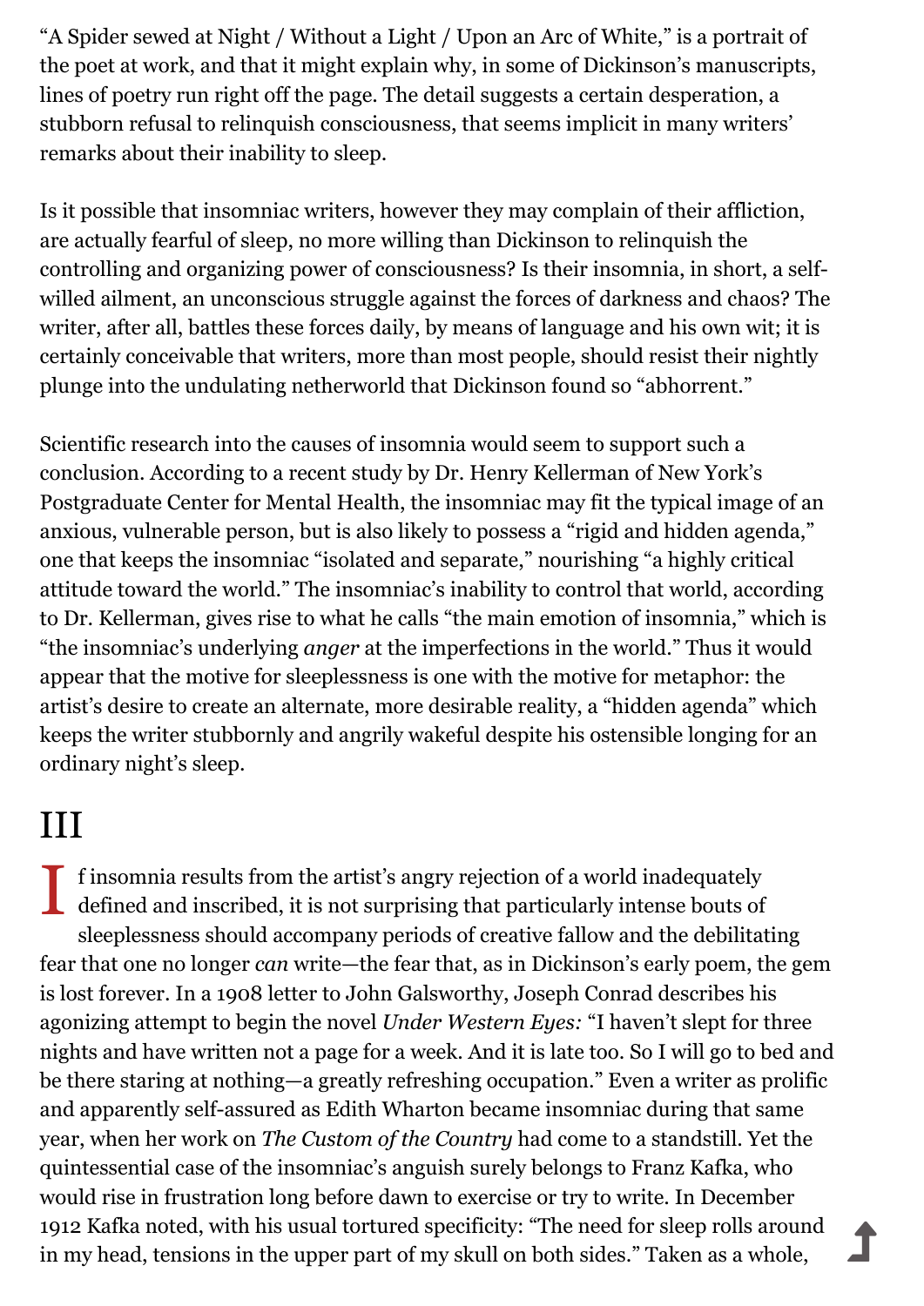"A Spider sewed at Night / Without a Light / Upon an Arc of White," is a portrait of the poet at work, and that it might explain why, in some of Dickinson's manuscripts, lines of poetry run right off the page. The detail suggests a certain desperation, a stubborn refusal to relinquish consciousness, that seems implicit in many writers' remarks about their inability to sleep.

Is it possible that insomniac writers, however they may complain of their affliction, are actually fearful of sleep, no more willing than Dickinson to relinquish the controlling and organizing power of consciousness? Is their insomnia, in short, a self-willed ailment, an unconscious struggle against the forces of darkness and chaos? The writer, after all, battles these forces daily, by means of language and his own wit; it is certainly conceivable that writers, more than most people, should resist their nightly plunge into the undulating netherworld that Dickinson found so "abhorrent."

Scientific research into the causes of insomnia would seem to support such a conclusion. According to a recent study by Dr. Henry Kellerman of New York's Postgraduate Center for Mental Health, the insomniac may fit the typical image of an anxious, vulnerable person, but is also likely to possess a "rigid and hidden agenda," one that keeps the insomniac "isolated and separate," nourishing "a highly critical attitude toward the world." The insomniac's inability to control that world, according to Dr. Kellerman, gives rise to what he calls "the main emotion of insomnia," which is "the insomniac's underlying *anger* at the imperfections in the world." Thus it would appear that the motive for sleeplessness is one with the motive for metaphor: the artist's desire to create an alternate, more desirable reality, a "hidden agenda" which keeps the writer stubbornly and angrily wakeful despite his ostensible longing for an ordinary night's sleep.

## III

If insomnia results from the artist's angry rejection of a world inadequately defined and inscribed, it is not surprising that particularly intense bouts of sleeplessness should accompany periods of creative fallow and the debilitating fear that one no longer *can* write—the fear that, as in Dickinson's early poem, the gem is lost forever. In a 1908 letter to John Galsworthy, Joseph Conrad describes his agonizing attempt to begin the novel *Under Western Eyes:* "I haven't slept for three nights and have written not a page for a week. And it is late too. So I will go to bed and be there staring at nothing—a greatly refreshing occupation." Even a writer as prolific and apparently self-assured as Edith Wharton became insomniac during that same year, when her work on *The Custom of the Country* had come to a standstill. Yet the quintessential case of the insomniac's anguish surely belongs to Franz Kafka, who would rise in frustration long before dawn to exercise or try to write. In December 1912 Kafka noted, with his usual tortured specificity: "The need for sleep rolls around in my head, tensions in the upper part of my skull on both sides." Taken as a whole,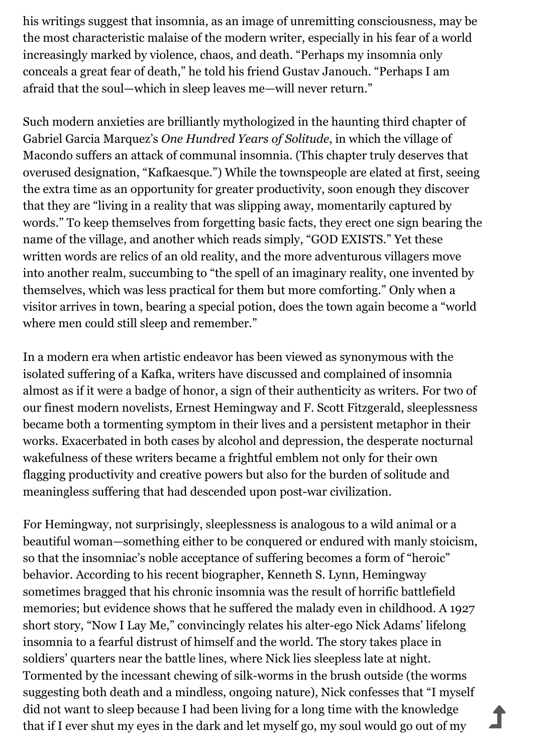his writings suggest that insomnia, as an image of unremitting consciousness, may be the most characteristic malaise of the modern writer, especially in his fear of a world increasingly marked by violence, chaos, and death. "Perhaps my insomnia only conceals a great fear of death," he told his friend Gustav Janouch. "Perhaps I am afraid that the soul—which in sleep leaves me—will never return."

Such modern anxieties are brilliantly mythologized in the haunting third chapter of Gabriel Garcia Marquez's *One Hundred Years of Solitude*, in which the village of Macondo suffers an attack of communal insomnia. (This chapter truly deserves that overused designation, "Kafkaesque.") While the townspeople are elated at first, seeing the extra time as an opportunity for greater productivity, soon enough they discover that they are "living in a reality that was slipping away, momentarily captured by words." To keep themselves from forgetting basic facts, they erect one sign bearing the name of the village, and another which reads simply, "GOD EXISTS." Yet these written words are relics of an old reality, and the more adventurous villagers move into another realm, succumbing to "the spell of an imaginary reality, one invented by themselves, which was less practical for them but more comforting." Only when a visitor arrives in town, bearing a special potion, does the town again become a "world where men could still sleep and remember."

In a modern era when artistic endeavor has been viewed as synonymous with the isolated suffering of a Kafka, writers have discussed and complained of insomnia almost as if it were a badge of honor, a sign of their authenticity as writers. For two of our finest modern novelists, Ernest Hemingway and F. Scott Fitzgerald, sleeplessness became both a tormenting symptom in their lives and a persistent metaphor in their works. Exacerbated in both cases by alcohol and depression, the desperate nocturnal wakefulness of these writers became a frightful emblem not only for their own flagging productivity and creative powers but also for the burden of solitude and meaningless suffering that had descended upon post-war civilization.

For Hemingway, not surprisingly, sleeplessness is analogous to a wild animal or a beautiful woman—something either to be conquered or endured with manly stoicism, so that the insomniac's noble acceptance of suffering becomes a form of "heroic" behavior. According to his recent biographer, Kenneth S. Lynn, Hemingway sometimes bragged that his chronic insomnia was the result of horrific battlefield memories; but evidence shows that he suffered the malady even in childhood. A 1927 short story, "Now I Lay Me," convincingly relates his alter-ego Nick Adams' lifelong insomnia to a fearful distrust of himself and the world. The story takes place in soldiers' quarters near the battle lines, where Nick lies sleepless late at night. Tormented by the incessant chewing of silk-worms in the brush outside (the worms suggesting both death and a mindless, ongoing nature), Nick confesses that "I myself did not want to sleep because I had been living for a long time with the knowledge that if I ever shut my eyes in the dark and let myself go, my soul would go out of my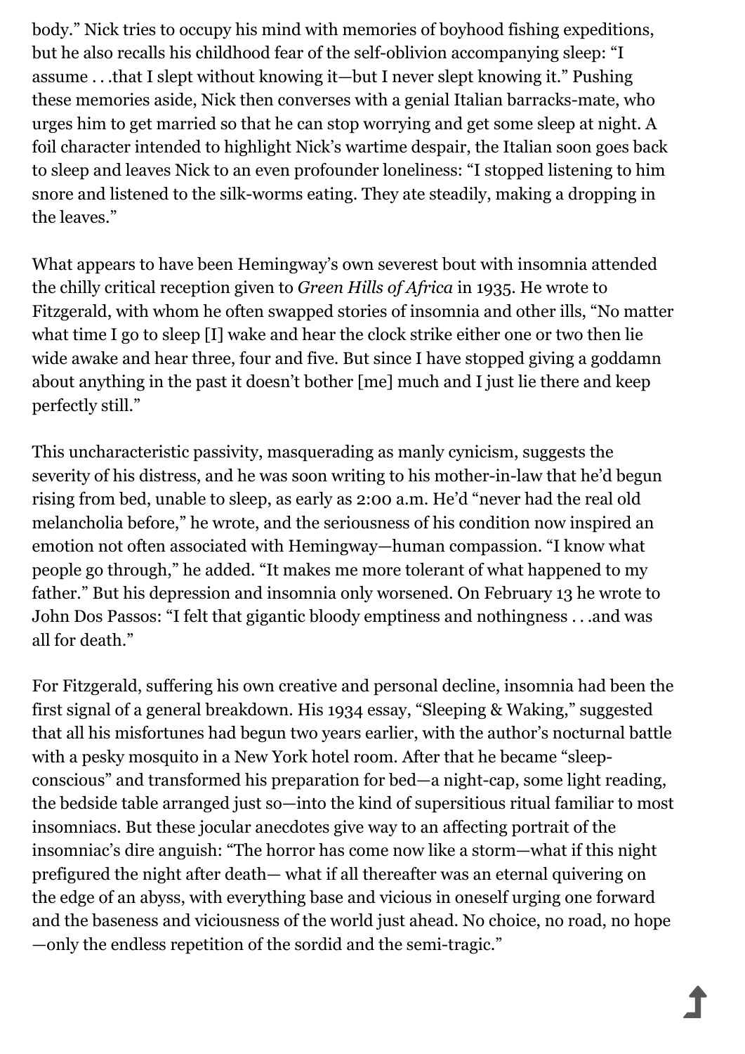body." Nick tries to occupy his mind with memories of boyhood fishing expeditions, but he also recalls his childhood fear of the self-oblivion accompanying sleep: "I assume . . .that I slept without knowing it—but I never slept knowing it." Pushing these memories aside, Nick then converses with a genial Italian barracks-mate, who urges him to get married so that he can stop worrying and get some sleep at night. A foil character intended to highlight Nick's wartime despair, the Italian soon goes back to sleep and leaves Nick to an even profounder loneliness: "I stopped listening to him snore and listened to the silk-worms eating. They ate steadily, making a dropping in the leaves."

What appears to have been Hemingway's own severest bout with insomnia attended the chilly critical reception given to *Green Hills of Africa* in 1935. He wrote to Fitzgerald, with whom he often swapped stories of insomnia and other ills, "No matter what time I go to sleep [I] wake and hear the clock strike either one or two then lie wide awake and hear three, four and five. But since I have stopped giving a goddamn about anything in the past it doesn't bother [me] much and I just lie there and keep perfectly still."

This uncharacteristic passivity, masquerading as manly cynicism, suggests the severity of his distress, and he was soon writing to his mother-in-law that he'd begun rising from bed, unable to sleep, as early as 2:00 a.m. He'd "never had the real old melancholia before," he wrote, and the seriousness of his condition now inspired an emotion not often associated with Hemingway—human compassion. "I know what people go through," he added. "It makes me more tolerant of what happened to my father." But his depression and insomnia only worsened. On February 13 he wrote to John Dos Passos: "I felt that gigantic bloody emptiness and nothingness . . .and was all for death."

For Fitzgerald, suffering his own creative and personal decline, insomnia had been the first signal of a general breakdown. His 1934 essay, "Sleeping & Waking," suggested that all his misfortunes had begun two years earlier, with the author's nocturnal battle with a pesky mosquito in a New York hotel room. After that he became "sleep-conscious" and transformed his preparation for bed—a night-cap, some light reading, the bedside table arranged just so—into the kind of supersitious ritual familiar to most insomniacs. But these jocular anecdotes give way to an affecting portrait of the insomniac's dire anguish: "The horror has come now like a storm—what if this night prefigured the night after death— what if all thereafter was an eternal quivering on the edge of an abyss, with everything base and vicious in oneself urging one forward and the baseness and viciousness of the world just ahead. No choice, no road, no hope —only the endless repetition of the sordid and the semi-tragic."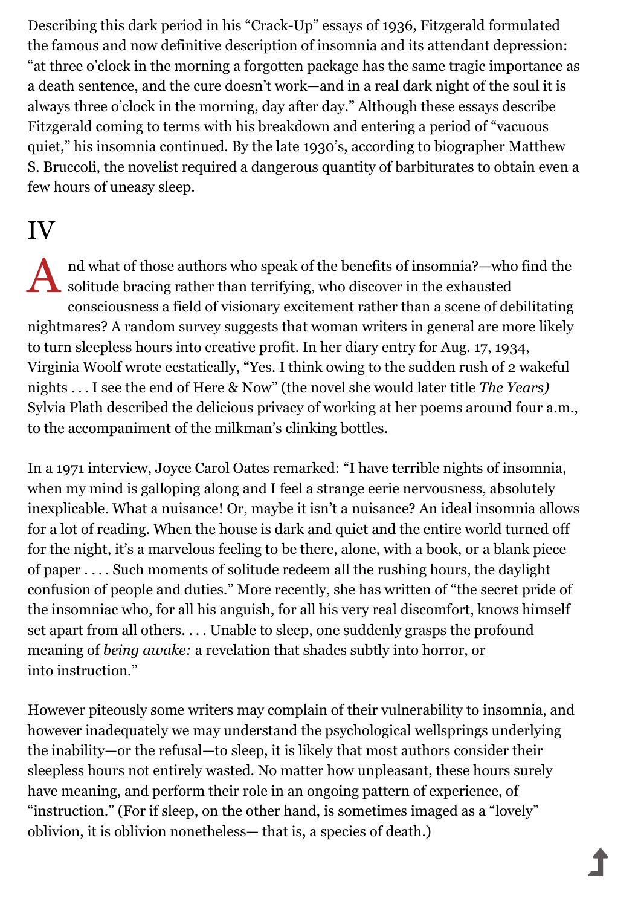Describing this dark period in his "Crack-Up" essays of 1936, Fitzgerald formulated the famous and now definitive description of insomnia and its attendant depression: "at three o'clock in the morning a forgotten package has the same tragic importance as a death sentence, and the cure doesn't work—and in a real dark night of the soul it is always three o'clock in the morning, day after day." Although these essays describe Fitzgerald coming to terms with his breakdown and entering a period of "vacuous quiet," his insomnia continued. By the late 1930's, according to biographer Matthew S. Bruccoli, the novelist required a dangerous quantity of barbiturates to obtain even a few hours of uneasy sleep.

# IV

And what of those authors who speak of the benefits of insomnia?—who find the solitude bracing rather than terrifying, who discover in the exhausted consciousness a field of visionary excitement rather than a scene of debilitating nightmares? A random survey suggests that woman writers in general are more likely to turn sleepless hours into creative profit. In her diary entry for Aug. 17, 1934, Virginia Woolf wrote ecstatically, "Yes. I think owing to the sudden rush of 2 wakeful nights . . . I see the end of Here & Now" (the novel she would later title *The Years)* Sylvia Plath described the delicious privacy of working at her poems around four a.m., to the accompaniment of the milkman's clinking bottles.

In a 1971 interview, Joyce Carol Oates remarked: "I have terrible nights of insomnia, when my mind is galloping along and I feel a strange eerie nervousness, absolutely inexplicable. What a nuisance! Or, maybe it isn't a nuisance? An ideal insomnia allows for a lot of reading. When the house is dark and quiet and the entire world turned off for the night, it's a marvelous feeling to be there, alone, with a book, or a blank piece of paper . . . . Such moments of solitude redeem all the rushing hours, the daylight confusion of people and duties." More recently, she has written of "the secret pride of the insomniac who, for all his anguish, for all his very real discomfort, knows himself set apart from all others. . . . Unable to sleep, one suddenly grasps the profound meaning of *being awake:* a revelation that shades subtly into horror, or into instruction."

However piteously some writers may complain of their vulnerability to insomnia, and however inadequately we may understand the psychological wellsprings underlying the inability—or the refusal—to sleep, it is likely that most authors consider their sleepless hours not entirely wasted. No matter how unpleasant, these hours surely have meaning, and perform their role in an ongoing pattern of experience, of "instruction." (For if sleep, on the other hand, is sometimes imaged as a "lovely" oblivion, it is oblivion nonetheless— that is, a species of death.)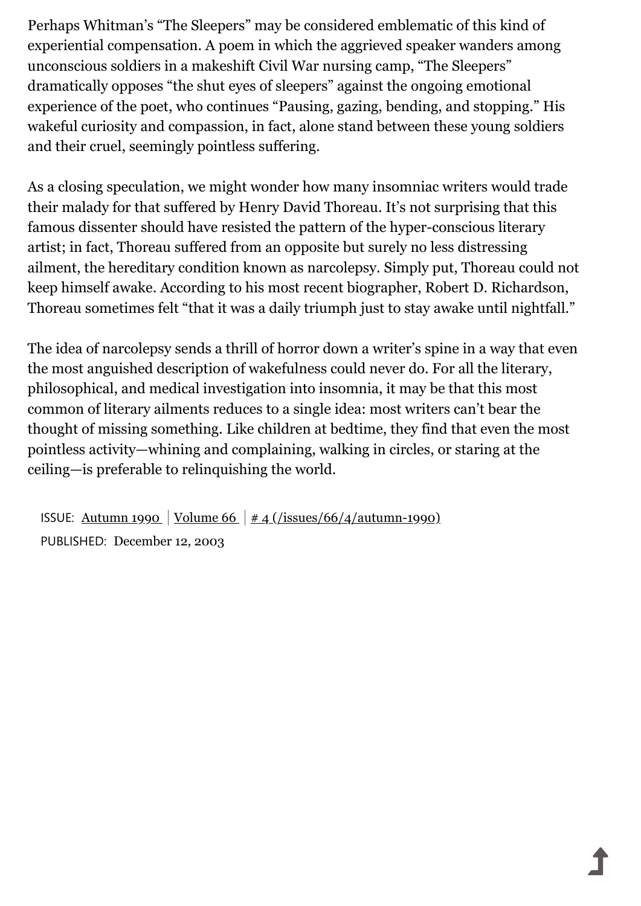Perhaps Whitman's "The Sleepers" may be considered emblematic of this kind of experiential compensation. A poem in which the aggrieved speaker wanders among unconscious soldiers in a makeshift Civil War nursing camp, "The Sleepers" dramatically opposes "the shut eyes of sleepers" against the ongoing emotional experience of the poet, who continues "Pausing, gazing, bending, and stopping." His wakeful curiosity and compassion, in fact, alone stand between these young soldiers and their cruel, seemingly pointless suffering.

As a closing speculation, we might wonder how many insomniac writers would trade their malady for that suffered by Henry David Thoreau. It's not surprising that this famous dissenter should have resisted the pattern of the hyper-conscious literary artist; in fact, Thoreau suffered from an opposite but surely no less distressing ailment, the hereditary condition known as narcolepsy. Simply put, Thoreau could not keep himself awake. According to his most recent biographer, Robert D. Richardson, Thoreau sometimes felt "that it was a daily triumph just to stay awake until nightfall."

The idea of narcolepsy sends a thrill of horror down a writer's spine in a way that even the most anguished description of wakefulness could never do. For all the literary, philosophical, and medical investigation into insomnia, it may be that this most common of literary ailments reduces to a single idea: most writers can't bear the thought of missing something. Like children at bedtime, they find that even the most pointless activity—whining and complaining, walking in circles, or staring at the ceiling—is preferable to relinquishing the world.

ISSUE: Autumn 1990 | Volume 66 | # 4 (/issues/66/4/autumn-1990)

PUBLISHED: December 12, 2003